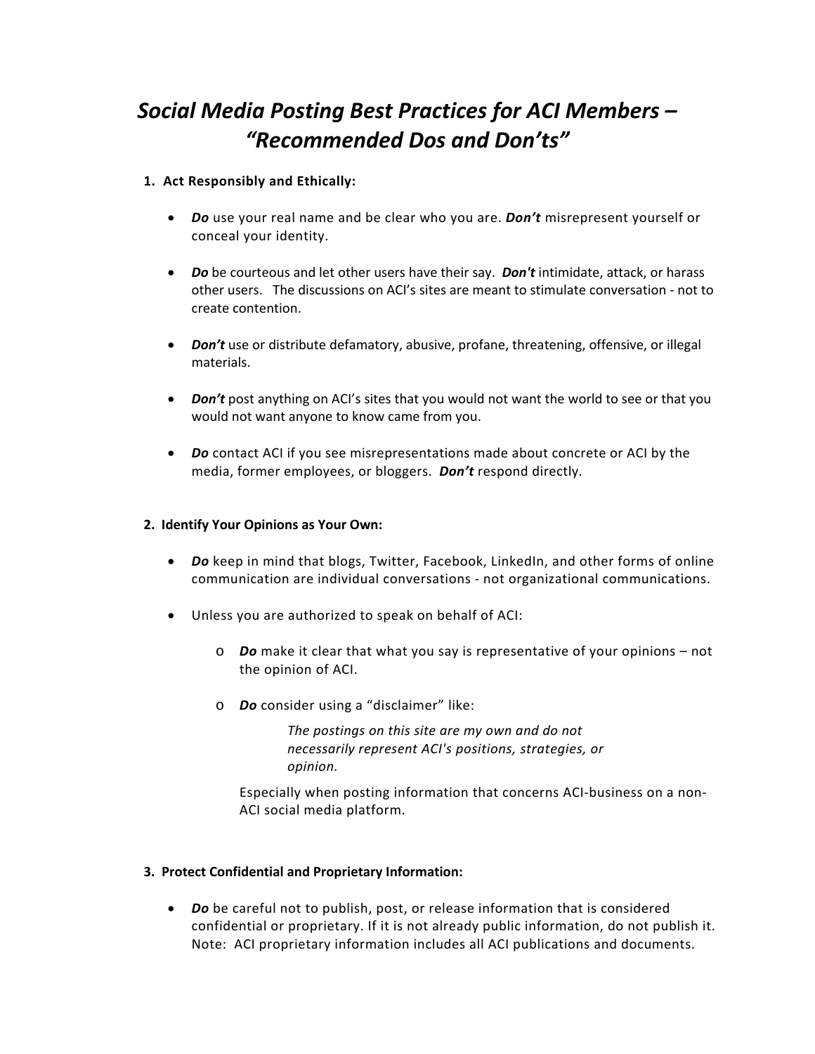# *Social Media Posting Best Practices for ACI Members – "Recommended Dos and Don'ts"*

**1. Act Responsibly and Ethically:**

- ***Do*** use your real name and be clear who you are. ***Don't*** misrepresent yourself or conceal your identity.

- ***Do*** be courteous and let other users have their say. ***Don't*** intimidate, attack, or harass other users. The discussions on ACI's sites are meant to stimulate conversation - not to create contention.

- ***Don't*** use or distribute defamatory, abusive, profane, threatening, offensive, or illegal materials.

- ***Don't*** post anything on ACI's sites that you would not want the world to see or that you would not want anyone to know came from you.

- ***Do*** contact ACI if you see misrepresentations made about concrete or ACI by the media, former employees, or bloggers. ***Don't*** respond directly.

**2. Identify Your Opinions as Your Own:**

- ***Do*** keep in mind that blogs, Twitter, Facebook, LinkedIn, and other forms of online communication are individual conversations - not organizational communications.

- Unless you are authorized to speak on behalf of ACI:

  - ***Do*** make it clear that what you say is representative of your opinions – not the opinion of ACI.

  - ***Do*** consider using a "disclaimer" like:

    > *The postings on this site are my own and do not necessarily represent ACI's positions, strategies, or opinion.*

    Especially when posting information that concerns ACI-business on a non-ACI social media platform.

**3. Protect Confidential and Proprietary Information:**

- ***Do*** be careful not to publish, post, or release information that is considered confidential or proprietary. If it is not already public information, do not publish it. Note: ACI proprietary information includes all ACI publications and documents.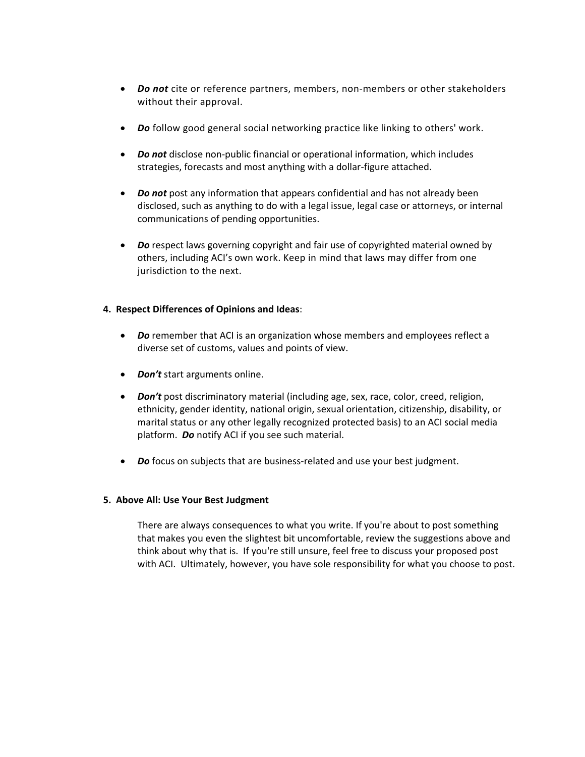- ***Do not*** cite or reference partners, members, non-members or other stakeholders without their approval.

- ***Do*** follow good general social networking practice like linking to others' work.

- ***Do not*** disclose non-public financial or operational information, which includes strategies, forecasts and most anything with a dollar-figure attached.

- ***Do not*** post any information that appears confidential and has not already been disclosed, such as anything to do with a legal issue, legal case or attorneys, or internal communications of pending opportunities.

- ***Do*** respect laws governing copyright and fair use of copyrighted material owned by others, including ACI's own work. Keep in mind that laws may differ from one jurisdiction to the next.

**4. Respect Differences of Opinions and Ideas**:

- ***Do*** remember that ACI is an organization whose members and employees reflect a diverse set of customs, values and points of view.

- ***Don't*** start arguments online.

- ***Don't*** post discriminatory material (including age, sex, race, color, creed, religion, ethnicity, gender identity, national origin, sexual orientation, citizenship, disability, or marital status or any other legally recognized protected basis) to an ACI social media platform. ***Do*** notify ACI if you see such material.

- ***Do*** focus on subjects that are business-related and use your best judgment.

**5. Above All: Use Your Best Judgment**

There are always consequences to what you write. If you're about to post something that makes you even the slightest bit uncomfortable, review the suggestions above and think about why that is. If you're still unsure, feel free to discuss your proposed post with ACI. Ultimately, however, you have sole responsibility for what you choose to post.